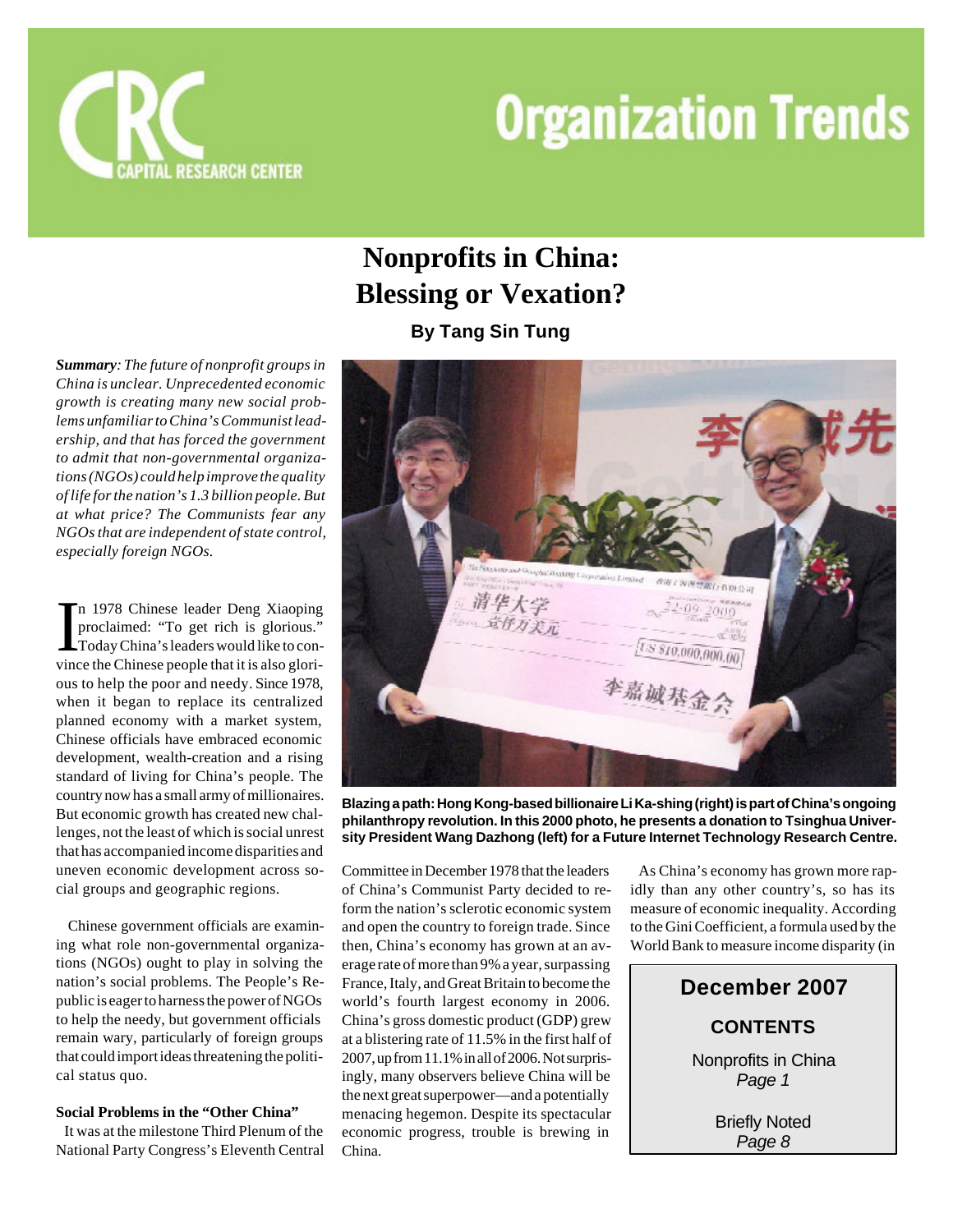# Organization Trends

CRC Capital Research Center

## Nonprofits in China: Blessing or Vexation?

**By Tang Sin Tung**

***Summary****: The future of nonprofit groups in China is unclear. Unprecedented economic growth is creating many new social problems unfamiliar to China's Communist leadership, and that has forced the government to admit that non-governmental organizations (NGOs) could help improve the quality of life for the nation's 1.3 billion people. But at what price? The Communists fear any NGOs that are independent of state control, especially foreign NGOs.*

In 1978 Chinese leader Deng Xiaoping proclaimed: "To get rich is glorious." Today China's leaders would like to convince the Chinese people that it is also glorious to help the poor and needy. Since 1978, when it began to replace its centralized planned economy with a market system, Chinese officials have embraced economic development, wealth-creation and a rising standard of living for China's people. The country now has a small army of millionaires. But economic growth has created new challenges, not the least of which is social unrest that has accompanied income disparities and uneven economic development across social groups and geographic regions.

Chinese government officials are examining what role non-governmental organizations (NGOs) ought to play in solving the nation's social problems. The People's Republic is eager to harness the power of NGOs to help the needy, but government officials remain wary, particularly of foreign groups that could import ideas threatening the political status quo.

**Blazing a path: Hong Kong-based billionaire Li Ka-shing (right) is part of China's ongoing philanthropy revolution. In this 2000 photo, he presents a donation to Tsinghua University President Wang Dazhong (left) for a Future Internet Technology Research Centre.**

### Social Problems in the "Other China"

It was at the milestone Third Plenum of the National Party Congress's Eleventh Central Committee in December 1978 that the leaders of China's Communist Party decided to reform the nation's sclerotic economic system and open the country to foreign trade. Since then, China's economy has grown at an average rate of more than 9% a year, surpassing France, Italy, and Great Britain to become the world's fourth largest economy in 2006. China's gross domestic product (GDP) grew at a blistering rate of 11.5% in the first half of 2007, up from 11.1% in all of 2006. Not surprisingly, many observers believe China will be the next great superpower—and a potentially menacing hegemon. Despite its spectacular economic progress, trouble is brewing in China.

As China's economy has grown more rapidly than any other country's, so has its measure of economic inequality. According to the Gini Coefficient, a formula used by the World Bank to measure income disparity (in

**December 2007**

**CONTENTS**

Nonprofits in China
*Page 1*

Briefly Noted
*Page 8*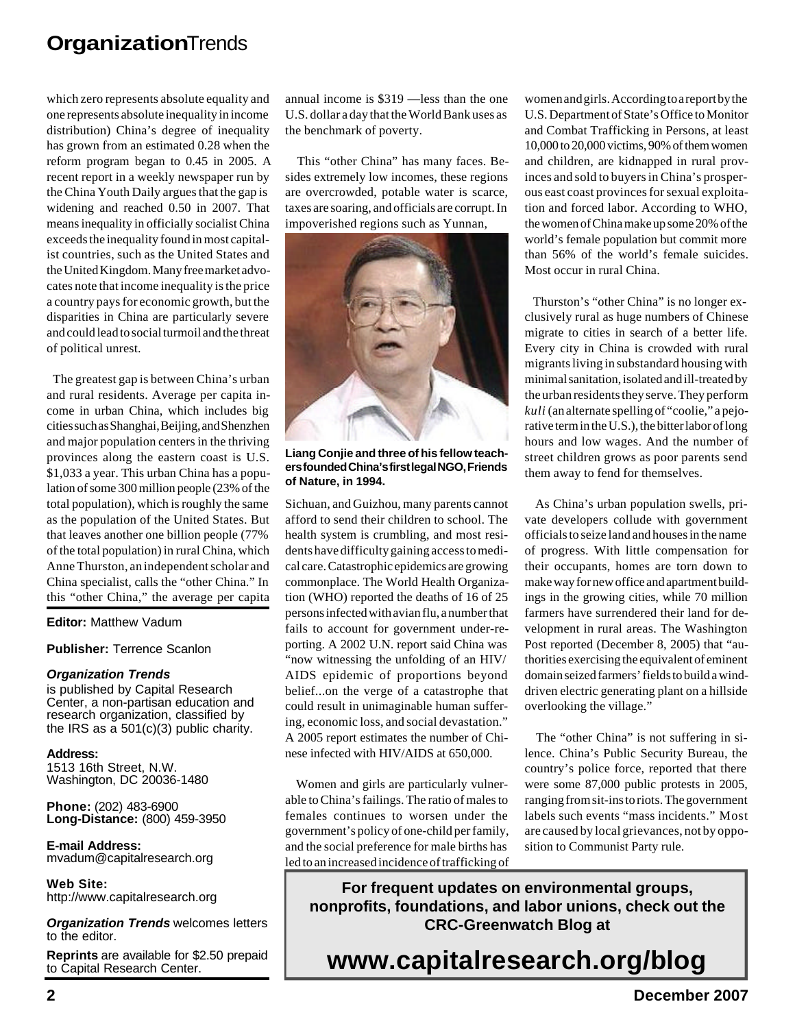which zero represents absolute equality and one represents absolute inequality in income distribution) China's degree of inequality has grown from an estimated 0.28 when the reform program began to 0.45 in 2005. A recent report in a weekly newspaper run by the China Youth Daily argues that the gap is widening and reached 0.50 in 2007. That means inequality in officially socialist China exceeds the inequality found in most capitalist countries, such as the United States and the United Kingdom. Many free market advocates note that income inequality is the price a country pays for economic growth, but the disparities in China are particularly severe and could lead to social turmoil and the threat of political unrest.

The greatest gap is between China's urban and rural residents. Average per capita income in urban China, which includes big cities such as Shanghai, Beijing, and Shenzhen and major population centers in the thriving provinces along the eastern coast is U.S. $1,033 a year. This urban China has a population of some 300 million people (23% of the total population), which is roughly the same as the population of the United States. But that leaves another one billion people (77% of the total population) in rural China, which Anne Thurston, an independent scholar and China specialist, calls the "other China." In this "other China," the average per capita annual income is $319 —less than the one U.S. dollar a day that the World Bank uses as the benchmark of poverty.

This "other China" has many faces. Besides extremely low incomes, these regions are overcrowded, potable water is scarce, taxes are soaring, and officials are corrupt. In impoverished regions such as Yunnan, Sichuan, and Guizhou, many parents cannot afford to send their children to school. The health system is crumbling, and most residents have difficulty gaining access to medical care. Catastrophic epidemics are growing commonplace. The World Health Organization (WHO) reported the deaths of 16 of 25 persons infected with avian flu, a number that fails to account for government under-reporting. A 2002 U.N. report said China was "now witnessing the unfolding of an HIV/AIDS epidemic of proportions beyond belief...on the verge of a catastrophe that could result in unimaginable human suffering, economic loss, and social devastation." A 2005 report estimates the number of Chinese infected with HIV/AIDS at 650,000.

**Liang Conjie and three of his fellow teachers founded China's first legal NGO, Friends of Nature, in 1994.**

Women and girls are particularly vulnerable to China's failings. The ratio of males to females continues to worsen under the government's policy of one-child per family, and the social preference for male births has led to an increased incidence of trafficking of women and girls. According to a report by the U.S. Department of State's Office to Monitor and Combat Trafficking in Persons, at least 10,000 to 20,000 victims, 90% of them women and children, are kidnapped in rural provinces and sold to buyers in China's prosperous east coast provinces for sexual exploitation and forced labor. According to WHO, the women of China make up some 20% of the world's female population but commit more than 56% of the world's female suicides. Most occur in rural China.

Thurston's "other China" is no longer exclusively rural as huge numbers of Chinese migrate to cities in search of a better life. Every city in China is crowded with rural migrants living in substandard housing with minimal sanitation, isolated and ill-treated by the urban residents they serve. They perform *kuli* (an alternate spelling of "coolie," a pejorative term in the U.S.), the bitter labor of long hours and low wages. And the number of street children grows as poor parents send them away to fend for themselves.

As China's urban population swells, private developers collude with government officials to seize land and houses in the name of progress. With little compensation for their occupants, homes are torn down to make way for new office and apartment buildings in the growing cities, while 70 million farmers have surrendered their land for development in rural areas. The Washington Post reported (December 8, 2005) that "authorities exercising the equivalent of eminent domain seized farmers' fields to build a wind-driven electric generating plant on a hillside overlooking the village."

The "other China" is not suffering in silence. China's Public Security Bureau, the country's police force, reported that there were some 87,000 public protests in 2005, ranging from sit-ins to riots. The government labels such events "mass incidents." Most are caused by local grievances, not by opposition to Communist Party rule.

---

**Editor:** Matthew Vadum

**Publisher:** Terrence Scanlon

***Organization Trends*** is published by Capital Research Center, a non-partisan education and research organization, classified by the IRS as a 501(c)(3) public charity.

**Address:**
1513 16th Street, N.W.
Washington, DC 20036-1480

**Phone:** (202) 483-6900
**Long-Distance:** (800) 459-3950

**E-mail Address:**
mvadum@capitalresearch.org

**Web Site:**
http://www.capitalresearch.org

***Organization Trends*** welcomes letters to the editor.

**Reprints** are available for $2.50 prepaid to Capital Research Center.

---

**For frequent updates on environmental groups, nonprofits, foundations, and labor unions, check out the CRC-Greenwatch Blog at**

## www.capitalresearch.org/blog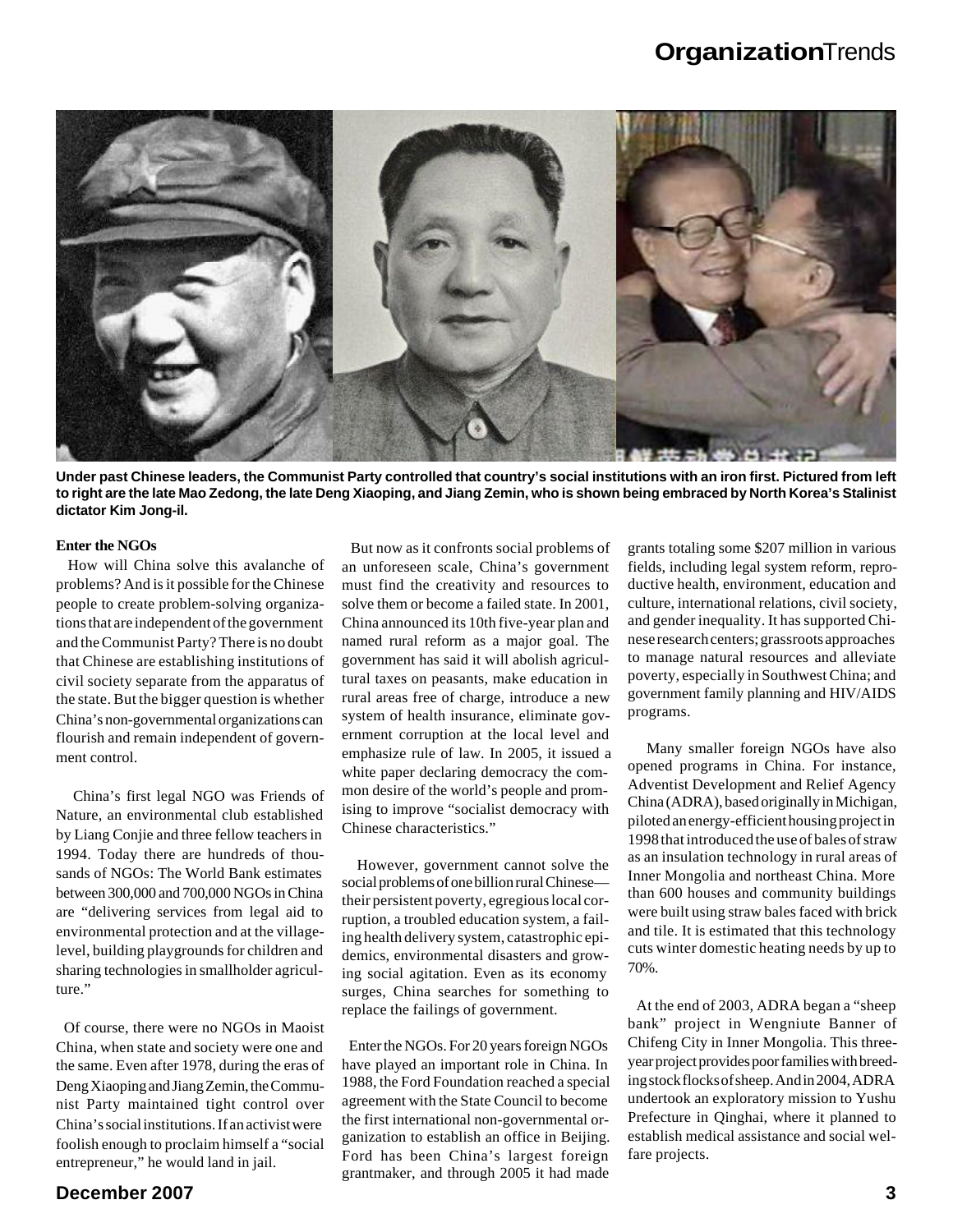Under past Chinese leaders, the Communist Party controlled that country's social institutions with an iron first. Pictured from left to right are the late Mao Zedong, the late Deng Xiaoping, and Jiang Zemin, who is shown being embraced by North Korea's Stalinist dictator Kim Jong-il.

**Enter the NGOs**

How will China solve this avalanche of problems? And is it possible for the Chinese people to create problem-solving organizations that are independent of the government and the Communist Party? There is no doubt that Chinese are establishing institutions of civil society separate from the apparatus of the state. But the bigger question is whether China's non-governmental organizations can flourish and remain independent of government control.

China's first legal NGO was Friends of Nature, an environmental club established by Liang Conjie and three fellow teachers in 1994. Today there are hundreds of thousands of NGOs: The World Bank estimates between 300,000 and 700,000 NGOs in China are "delivering services from legal aid to environmental protection and at the village-level, building playgrounds for children and sharing technologies in smallholder agriculture."

Of course, there were no NGOs in Maoist China, when state and society were one and the same. Even after 1978, during the eras of Deng Xiaoping and Jiang Zemin, the Communist Party maintained tight control over China's social institutions. If an activist were foolish enough to proclaim himself a "social entrepreneur," he would land in jail.

But now as it confronts social problems of an unforeseen scale, China's government must find the creativity and resources to solve them or become a failed state. In 2001, China announced its 10th five-year plan and named rural reform as a major goal. The government has said it will abolish agricultural taxes on peasants, make education in rural areas free of charge, introduce a new system of health insurance, eliminate government corruption at the local level and emphasize rule of law. In 2005, it issued a white paper declaring democracy the common desire of the world's people and promising to improve "socialist democracy with Chinese characteristics."

However, government cannot solve the social problems of one billion rural Chinese—their persistent poverty, egregious local corruption, a troubled education system, a failing health delivery system, catastrophic epidemics, environmental disasters and growing social agitation. Even as its economy surges, China searches for something to replace the failings of government.

Enter the NGOs. For 20 years foreign NGOs have played an important role in China. In 1988, the Ford Foundation reached a special agreement with the State Council to become the first international non-governmental organization to establish an office in Beijing. Ford has been China's largest foreign grantmaker, and through 2005 it had made grants totaling some $207 million in various fields, including legal system reform, reproductive health, environment, education and culture, international relations, civil society, and gender inequality. It has supported Chinese research centers; grassroots approaches to manage natural resources and alleviate poverty, especially in Southwest China; and government family planning and HIV/AIDS programs.

Many smaller foreign NGOs have also opened programs in China. For instance, Adventist Development and Relief Agency China (ADRA), based originally in Michigan, piloted an energy-efficient housing project in 1998 that introduced the use of bales of straw as an insulation technology in rural areas of Inner Mongolia and northeast China. More than 600 houses and community buildings were built using straw bales faced with brick and tile. It is estimated that this technology cuts winter domestic heating needs by up to 70%.

At the end of 2003, ADRA began a "sheep bank" project in Wengniute Banner of Chifeng City in Inner Mongolia. This three-year project provides poor families with breeding stock flocks of sheep. And in 2004, ADRA undertook an exploratory mission to Yushu Prefecture in Qinghai, where it planned to establish medical assistance and social welfare projects.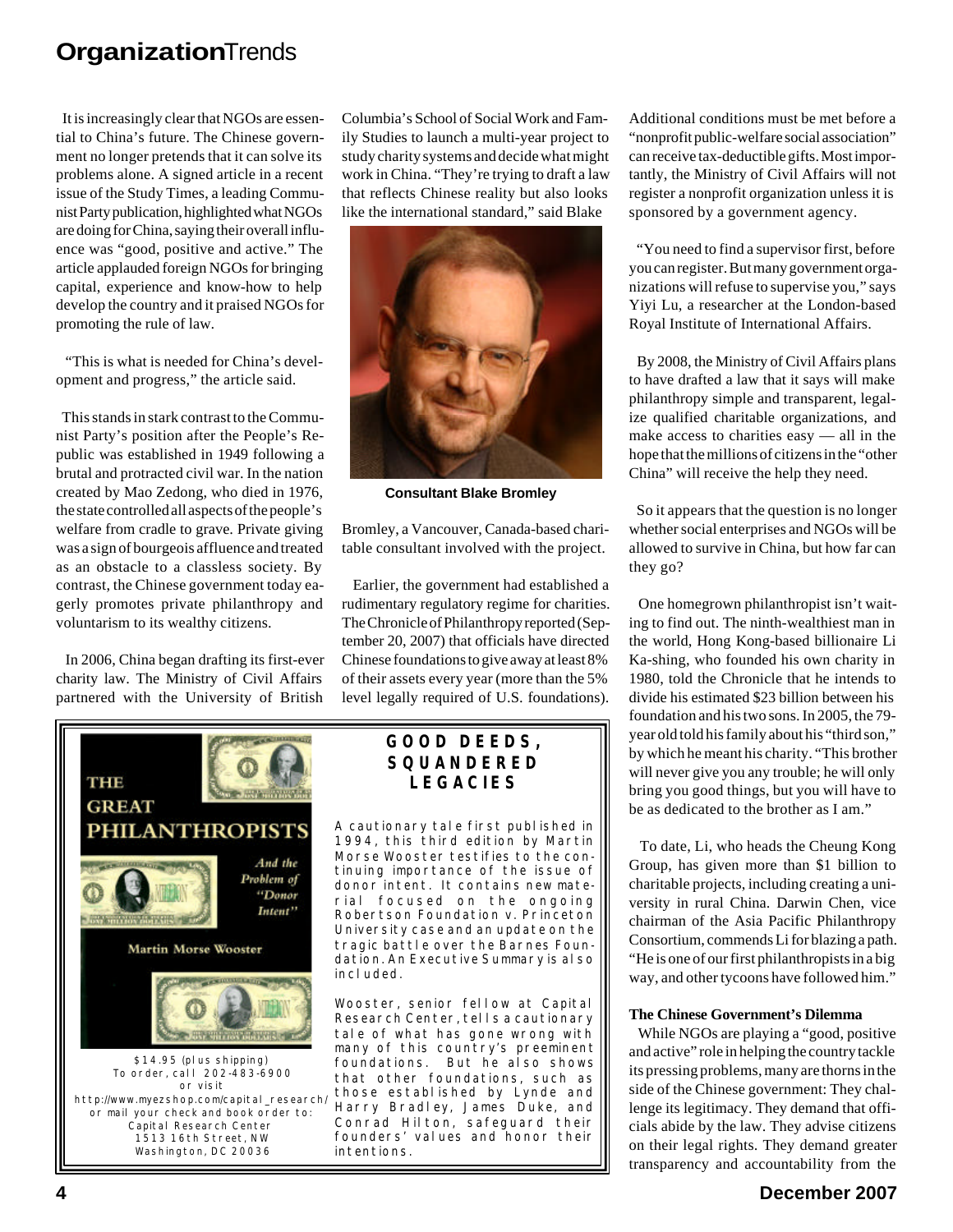It is increasingly clear that NGOs are essential to China's future. The Chinese government no longer pretends that it can solve its problems alone. A signed article in a recent issue of the Study Times, a leading Communist Party publication, highlighted what NGOs are doing for China, saying their overall influence was "good, positive and active." The article applauded foreign NGOs for bringing capital, experience and know-how to help develop the country and it praised NGOs for promoting the rule of law.

"This is what is needed for China's development and progress," the article said.

This stands in stark contrast to the Communist Party's position after the People's Republic was established in 1949 following a brutal and protracted civil war. In the nation created by Mao Zedong, who died in 1976, the state controlled all aspects of the people's welfare from cradle to grave. Private giving was a sign of bourgeois affluence and treated as an obstacle to a classless society. By contrast, the Chinese government today eagerly promotes private philanthropy and voluntarism to its wealthy citizens.

In 2006, China began drafting its first-ever charity law. The Ministry of Civil Affairs partnered with the University of British Columbia's School of Social Work and Family Studies to launch a multi-year project to study charity systems and decide what might work in China. "They're trying to draft a law that reflects Chinese reality but also looks like the international standard," said Blake Bromley, a Vancouver, Canada-based charitable consultant involved with the project.

**Consultant Blake Bromley**

Earlier, the government had established a rudimentary regulatory regime for charities. The Chronicle of Philanthropy reported (September 20, 2007) that officials have directed Chinese foundations to give away at least 8% of their assets every year (more than the 5% level legally required of U.S. foundations). Additional conditions must be met before a "nonprofit public-welfare social association" can receive tax-deductible gifts. Most importantly, the Ministry of Civil Affairs will not register a nonprofit organization unless it is sponsored by a government agency.

"You need to find a supervisor first, before you can register. But many government organizations will refuse to supervise you," says Yiyi Lu, a researcher at the London-based Royal Institute of International Affairs.

By 2008, the Ministry of Civil Affairs plans to have drafted a law that it says will make philanthropy simple and transparent, legalize qualified charitable organizations, and make access to charities easy — all in the hope that the millions of citizens in the "other China" will receive the help they need.

So it appears that the question is no longer whether social enterprises and NGOs will be allowed to survive in China, but how far can they go?

One homegrown philanthropist isn't waiting to find out. The ninth-wealthiest man in the world, Hong Kong-based billionaire Li Ka-shing, who founded his own charity in 1980, told the Chronicle that he intends to divide his estimated $23 billion between his foundation and his two sons. In 2005, the 79-year old told his family about his "third son," by which he meant his charity. "This brother will never give you any trouble; he will only bring you good things, but you will have to be as dedicated to the brother as I am."

To date, Li, who heads the Cheung Kong Group, has given more than $1 billion to charitable projects, including creating a university in rural China. Darwin Chen, vice chairman of the Asia Pacific Philanthropy Consortium, commends Li for blazing a path. "He is one of our first philanthropists in a big way, and other tycoons have followed him."

### The Chinese Government's Dilemma

While NGOs are playing a "good, positive and active" role in helping the country tackle its pressing problems, many are thorns in the side of the Chinese government: They challenge its legitimacy. They demand that officials abide by the law. They advise citizens on their legal rights. They demand greater transparency and accountability from the

---

**THE GREAT PHILANTHROPISTS**

*And the Problem of "Donor Intent"*

Martin Morse Wooster

$14.95 (plus shipping)
To order, call 202-483-6900
or visit
http://www.myezshop.com/capital_research/
or mail your check and book order to:
Capital Research Center
1513 16th Street, NW
Washington, DC 20036

## GOOD DEEDS, SQUANDERED LEGACIES

A cautionary tale first published in 1994, this third edition by Martin Morse Wooster testifies to the continuing importance of the issue of donor intent. It contains new material focused on the ongoing Robertson Foundation v. Princeton University case and an update on the tragic battle over the Barnes Foundation. An Executive Summary is also included.

Wooster, senior fellow at Capital Research Center, tells a cautionary tale of what has gone wrong with many of this country's preeminent foundations. But he also shows that other foundations, such as those established by Lynde and Harry Bradley, James Duke, and Conrad Hilton, safeguard their founders' values and honor their intentions.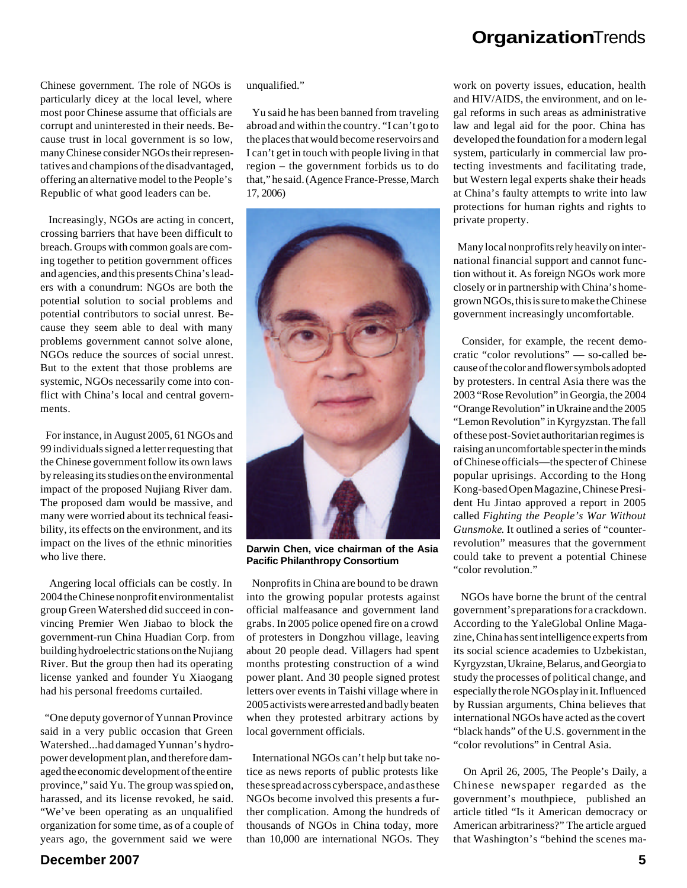Chinese government. The role of NGOs is particularly dicey at the local level, where most poor Chinese assume that officials are corrupt and uninterested in their needs. Because trust in local government is so low, many Chinese consider NGOs their representatives and champions of the disadvantaged, offering an alternative model to the People's Republic of what good leaders can be.

Increasingly, NGOs are acting in concert, crossing barriers that have been difficult to breach. Groups with common goals are coming together to petition government offices and agencies, and this presents China's leaders with a conundrum: NGOs are both the potential solution to social problems and potential contributors to social unrest. Because they seem able to deal with many problems government cannot solve alone, NGOs reduce the sources of social unrest. But to the extent that those problems are systemic, NGOs necessarily come into conflict with China's local and central governments.

For instance, in August 2005, 61 NGOs and 99 individuals signed a letter requesting that the Chinese government follow its own laws by releasing its studies on the environmental impact of the proposed Nujiang River dam. The proposed dam would be massive, and many were worried about its technical feasibility, its effects on the environment, and its impact on the lives of the ethnic minorities who live there.

Angering local officials can be costly. In 2004 the Chinese nonprofit environmentalist group Green Watershed did succeed in convincing Premier Wen Jiabao to block the government-run China Huadian Corp. from building hydroelectric stations on the Nujiang River. But the group then had its operating license yanked and founder Yu Xiaogang had his personal freedoms curtailed.

"One deputy governor of Yunnan Province said in a very public occasion that Green Watershed...had damaged Yunnan's hydropower development plan, and therefore damaged the economic development of the entire province," said Yu. The group was spied on, harassed, and its license revoked, he said. "We've been operating as an unqualified organization for some time, as of a couple of years ago, the government said we were unqualified."

Yu said he has been banned from traveling abroad and within the country. "I can't go to the places that would become reservoirs and I can't get in touch with people living in that region – the government forbids us to do that," he said. (Agence France-Presse, March 17, 2006)

**Darwin Chen, vice chairman of the Asia Pacific Philanthropy Consortium**

Nonprofits in China are bound to be drawn into the growing popular protests against official malfeasance and government land grabs. In 2005 police opened fire on a crowd of protesters in Dongzhou village, leaving about 20 people dead. Villagers had spent months protesting construction of a wind power plant. And 30 people signed protest letters over events in Taishi village where in 2005 activists were arrested and badly beaten when they protested arbitrary actions by local government officials.

International NGOs can't help but take notice as news reports of public protests like these spread across cyberspace, and as these NGOs become involved this presents a further complication. Among the hundreds of thousands of NGOs in China today, more than 10,000 are international NGOs. They work on poverty issues, education, health and HIV/AIDS, the environment, and on legal reforms in such areas as administrative law and legal aid for the poor. China has developed the foundation for a modern legal system, particularly in commercial law protecting investments and facilitating trade, but Western legal experts shake their heads at China's faulty attempts to write into law protections for human rights and rights to private property.

Many local nonprofits rely heavily on international financial support and cannot function without it. As foreign NGOs work more closely or in partnership with China's homegrown NGOs, this is sure to make the Chinese government increasingly uncomfortable.

Consider, for example, the recent democratic "color revolutions" — so-called because of the color and flower symbols adopted by protesters. In central Asia there was the 2003 "Rose Revolution" in Georgia, the 2004 "Orange Revolution" in Ukraine and the 2005 "Lemon Revolution" in Kyrgyzstan. The fall of these post-Soviet authoritarian regimes is raising an uncomfortable specter in the minds of Chinese officials—the specter of Chinese popular uprisings. According to the Hong Kong-based Open Magazine, Chinese President Hu Jintao approved a report in 2005 called *Fighting the People's War Without Gunsmoke*. It outlined a series of "counter-revolution" measures that the government could take to prevent a potential Chinese "color revolution."

NGOs have borne the brunt of the central government's preparations for a crackdown. According to the YaleGlobal Online Magazine, China has sent intelligence experts from its social science academies to Uzbekistan, Kyrgyzstan, Ukraine, Belarus, and Georgia to study the processes of political change, and especially the role NGOs play in it. Influenced by Russian arguments, China believes that international NGOs have acted as the covert "black hands" of the U.S. government in the "color revolutions" in Central Asia.

On April 26, 2005, The People's Daily, a Chinese newspaper regarded as the government's mouthpiece, published an article titled "Is it American democracy or American arbitrariness?" The article argued that Washington's "behind the scenes ma-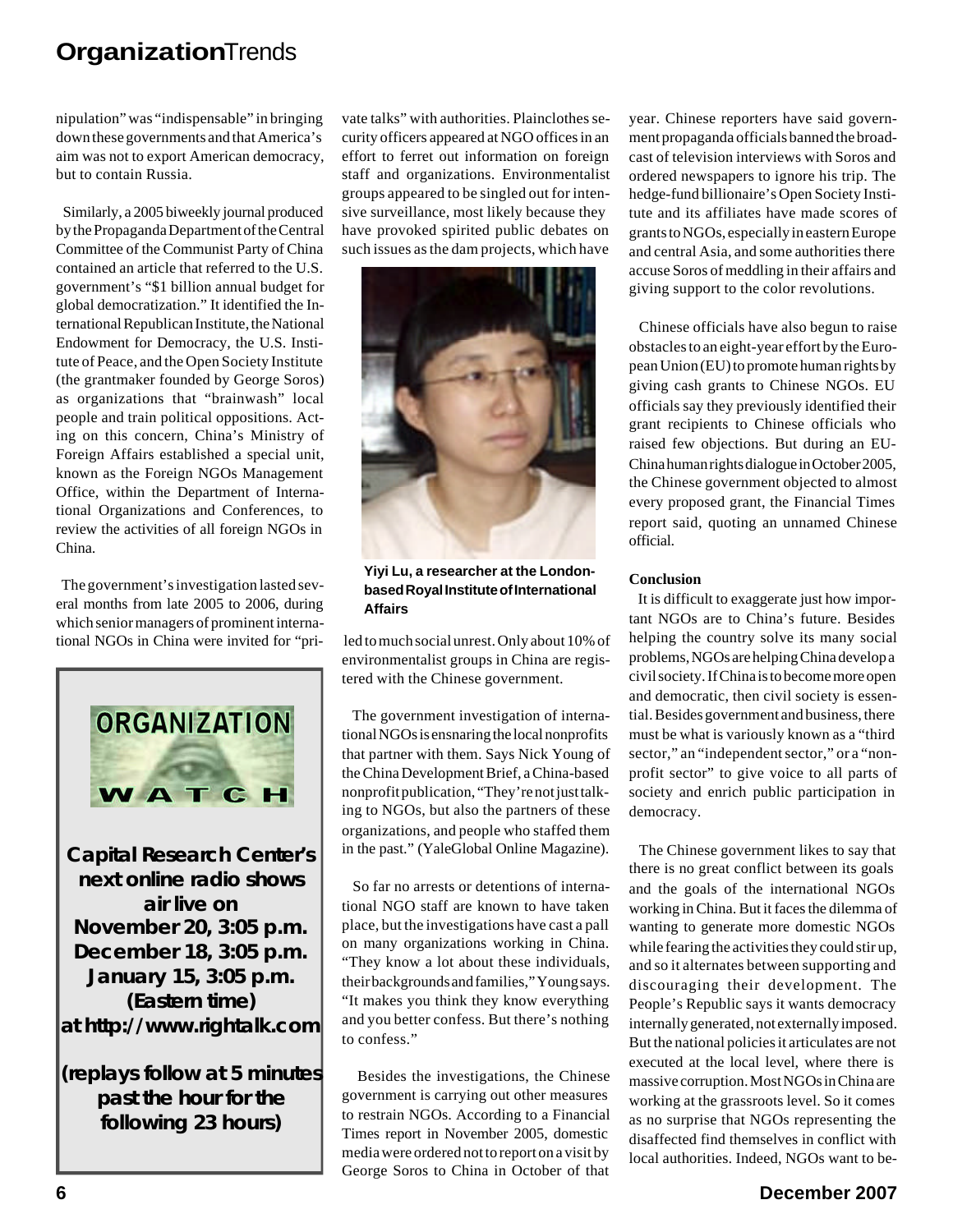nipulation" was "indispensable" in bringing down these governments and that America's aim was not to export American democracy, but to contain Russia.

Similarly, a 2005 biweekly journal produced by the Propaganda Department of the Central Committee of the Communist Party of China contained an article that referred to the U.S. government's "$1 billion annual budget for global democratization." It identified the International Republican Institute, the National Endowment for Democracy, the U.S. Institute of Peace, and the Open Society Institute (the grantmaker founded by George Soros) as organizations that "brainwash" local people and train political oppositions. Acting on this concern, China's Ministry of Foreign Affairs established a special unit, known as the Foreign NGOs Management Office, within the Department of International Organizations and Conferences, to review the activities of all foreign NGOs in China.

The government's investigation lasted several months from late 2005 to 2006, during which senior managers of prominent international NGOs in China were invited for "private talks" with authorities. Plainclothes security officers appeared at NGO offices in an effort to ferret out information on foreign staff and organizations. Environmentalist groups appeared to be singled out for intensive surveillance, most likely because they have provoked spirited public debates on such issues as the dam projects, which have led to much social unrest. Only about 10% of environmentalist groups in China are registered with the Chinese government.

**Yiyi Lu, a researcher at the London-based Royal Institute of International Affairs**

The government investigation of international NGOs is ensnaring the local nonprofits that partner with them. Says Nick Young of the China Development Brief, a China-based nonprofit publication, "They're not just talking to NGOs, but also the partners of these organizations, and people who staffed them in the past." (YaleGlobal Online Magazine).

So far no arrests or detentions of international NGO staff are known to have taken place, but the investigations have cast a pall on many organizations working in China. "They know a lot about these individuals, their backgrounds and families," Young says. "It makes you think they know everything and you better confess. But there's nothing to confess."

Besides the investigations, the Chinese government is carrying out other measures to restrain NGOs. According to a Financial Times report in November 2005, domestic media were ordered not to report on a visit by George Soros to China in October of that year. Chinese reporters have said government propaganda officials banned the broadcast of television interviews with Soros and ordered newspapers to ignore his trip. The hedge-fund billionaire's Open Society Institute and its affiliates have made scores of grants to NGOs, especially in eastern Europe and central Asia, and some authorities there accuse Soros of meddling in their affairs and giving support to the color revolutions.

Chinese officials have also begun to raise obstacles to an eight-year effort by the European Union (EU) to promote human rights by giving cash grants to Chinese NGOs. EU officials say they previously identified their grant recipients to Chinese officials who raised few objections. But during an EU-China human rights dialogue in October 2005, the Chinese government objected to almost every proposed grant, the Financial Times report said, quoting an unnamed Chinese official.

**Conclusion**

It is difficult to exaggerate just how important NGOs are to China's future. Besides helping the country solve its many social problems, NGOs are helping China develop a civil society. If China is to become more open and democratic, then civil society is essential. Besides government and business, there must be what is variously known as a "third sector," an "independent sector," or a "nonprofit sector" to give voice to all parts of society and enrich public participation in democracy.

The Chinese government likes to say that there is no great conflict between its goals and the goals of the international NGOs working in China. But it faces the dilemma of wanting to generate more domestic NGOs while fearing the activities they could stir up, and so it alternates between supporting and discouraging their development. The People's Republic says it wants democracy internally generated, not externally imposed. But the national policies it articulates are not executed at the local level, where there is massive corruption. Most NGOs in China are working at the grassroots level. So it comes as no surprise that NGOs representing the disaffected find themselves in conflict with local authorities. Indeed, NGOs want to be-

---

**ORGANIZATION WATCH**

**Capital Research Center's next online radio shows air live on**
**November 20, 3:05 p.m.**
**December 18, 3:05 p.m.**
**January 15, 3:05 p.m.**
**(Eastern time)**
**at http://www.rightalk.com**

**(replays follow at 5 minutes past the hour for the following 23 hours)**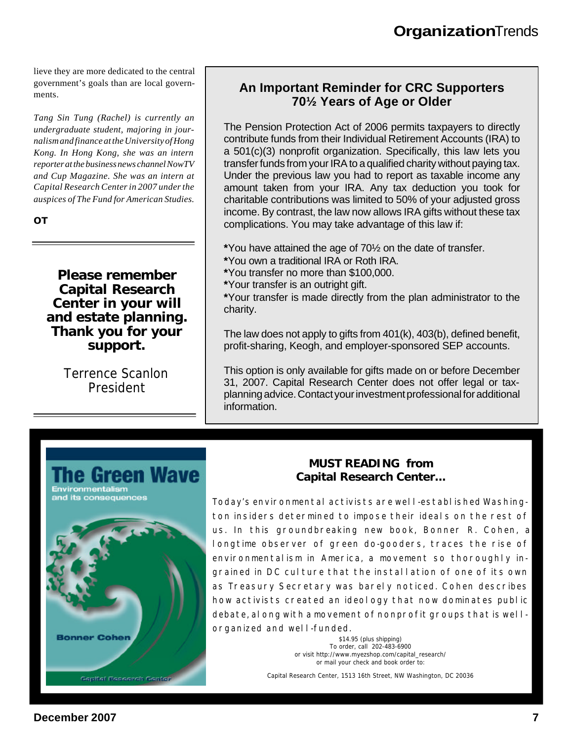lieve they are more dedicated to the central government's goals than are local governments.

*Tang Sin Tung (Rachel) is currently an undergraduate student, majoring in journalism and finance at the University of Hong Kong. In Hong Kong, she was an intern reporter at the business news channel NowTV and Cup Magazine. She was an intern at Capital Research Center in 2007 under the auspices of The Fund for American Studies.*

**OT**

---

**Please remember Capital Research Center in your will and estate planning. Thank you for your support.**

Terrence Scanlon
President

---

## An Important Reminder for CRC Supporters 70½ Years of Age or Older

The Pension Protection Act of 2006 permits taxpayers to directly contribute funds from their Individual Retirement Accounts (IRA) to a 501(c)(3) nonprofit organization. Specifically, this law lets you transfer funds from your IRA to a qualified charity without paying tax. Under the previous law you had to report as taxable income any amount taken from your IRA. Any tax deduction you took for charitable contributions was limited to 50% of your adjusted gross income. By contrast, the law now allows IRA gifts without these tax complications. You may take advantage of this law if:

**\***You have attained the age of 70½ on the date of transfer.
**\***You own a traditional IRA or Roth IRA.
**\***You transfer no more than $100,000.
**\***Your transfer is an outright gift.
**\***Your transfer is made directly from the plan administrator to the charity.

The law does not apply to gifts from 401(k), 403(b), defined benefit, profit-sharing, Keogh, and employer-sponsored SEP accounts.

This option is only available for gifts made on or before December 31, 2007. Capital Research Center does not offer legal or tax-planning advice. Contact your investment professional for additional information.

---

**The Green Wave**
Environmentalism and its consequences
Bonner Cohen
Capital Research Center

## MUST READING from Capital Research Center...

Today's environmental activists are well-established Washington insiders determined to impose their ideals on the rest of us. In this groundbreaking new book, Bonner R. Cohen, a longtime observer of green do-gooders, traces the rise of environmentalism in America, a movement so thoroughly ingrained in DC culture that the installation of one of its own as Treasury Secretary was barely noticed. Cohen describes how activists created an ideology that now dominates public debate, along with a movement of nonprofit groups that is well-organized and well-funded.

$14.95 (plus shipping)
To order, call 202-483-6900
or visit http://www.myezshop.com/capital_research/
or mail your check and book order to:

Capital Research Center, 1513 16th Street, NW Washington, DC 20036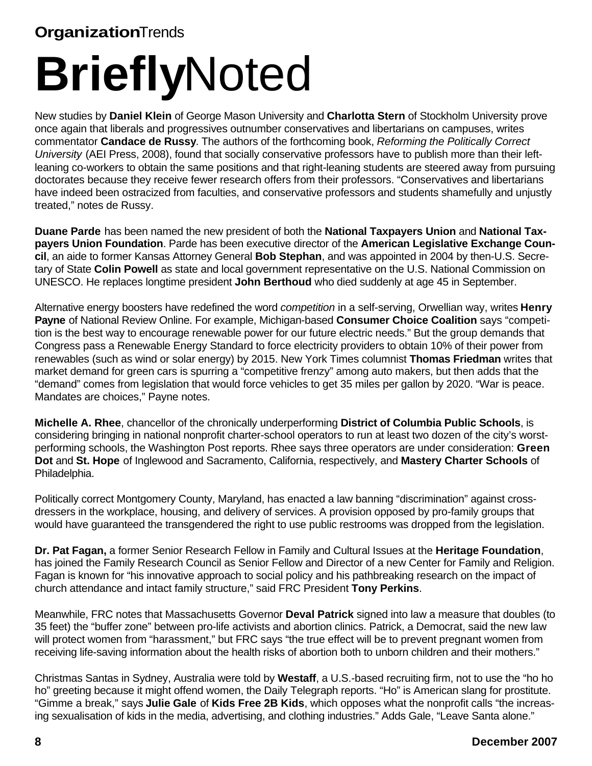**Organization**Trends

# **Briefly**Noted

New studies by **Daniel Klein** of George Mason University and **Charlotta Stern** of Stockholm University prove once again that liberals and progressives outnumber conservatives and libertarians on campuses, writes commentator **Candace de Russy**. The authors of the forthcoming book, *Reforming the Politically Correct University* (AEI Press, 2008), found that socially conservative professors have to publish more than their left-leaning co-workers to obtain the same positions and that right-leaning students are steered away from pursuing doctorates because they receive fewer research offers from their professors. "Conservatives and libertarians have indeed been ostracized from faculties, and conservative professors and students shamefully and unjustly treated," notes de Russy.

**Duane Parde** has been named the new president of both the **National Taxpayers Union** and **National Taxpayers Union Foundation**. Parde has been executive director of the **American Legislative Exchange Council**, an aide to former Kansas Attorney General **Bob Stephan**, and was appointed in 2004 by then-U.S. Secretary of State **Colin Powell** as state and local government representative on the U.S. National Commission on UNESCO. He replaces longtime president **John Berthoud** who died suddenly at age 45 in September.

Alternative energy boosters have redefined the word *competition* in a self-serving, Orwellian way, writes **Henry Payne** of National Review Online. For example, Michigan-based **Consumer Choice Coalition** says "competition is the best way to encourage renewable power for our future electric needs." But the group demands that Congress pass a Renewable Energy Standard to force electricity providers to obtain 10% of their power from renewables (such as wind or solar energy) by 2015. New York Times columnist **Thomas Friedman** writes that market demand for green cars is spurring a "competitive frenzy" among auto makers, but then adds that the "demand" comes from legislation that would force vehicles to get 35 miles per gallon by 2020. "War is peace. Mandates are choices," Payne notes.

**Michelle A. Rhee**, chancellor of the chronically underperforming **District of Columbia Public Schools**, is considering bringing in national nonprofit charter-school operators to run at least two dozen of the city's worst-performing schools, the Washington Post reports. Rhee says three operators are under consideration: **Green Dot** and **St. Hope** of Inglewood and Sacramento, California, respectively, and **Mastery Charter Schools** of Philadelphia.

Politically correct Montgomery County, Maryland, has enacted a law banning "discrimination" against cross-dressers in the workplace, housing, and delivery of services. A provision opposed by pro-family groups that would have guaranteed the transgendered the right to use public restrooms was dropped from the legislation.

**Dr. Pat Fagan,** a former Senior Research Fellow in Family and Cultural Issues at the **Heritage Foundation**, has joined the Family Research Council as Senior Fellow and Director of a new Center for Family and Religion. Fagan is known for "his innovative approach to social policy and his pathbreaking research on the impact of church attendance and intact family structure," said FRC President **Tony Perkins**.

Meanwhile, FRC notes that Massachusetts Governor **Deval Patrick** signed into law a measure that doubles (to 35 feet) the "buffer zone" between pro-life activists and abortion clinics. Patrick, a Democrat, said the new law will protect women from "harassment," but FRC says "the true effect will be to prevent pregnant women from receiving life-saving information about the health risks of abortion both to unborn children and their mothers."

Christmas Santas in Sydney, Australia were told by **Westaff**, a U.S.-based recruiting firm, not to use the "ho ho ho" greeting because it might offend women, the Daily Telegraph reports. "Ho" is American slang for prostitute. "Gimme a break," says **Julie Gale** of **Kids Free 2B Kids**, which opposes what the nonprofit calls "the increasing sexualisation of kids in the media, advertising, and clothing industries." Adds Gale, "Leave Santa alone."